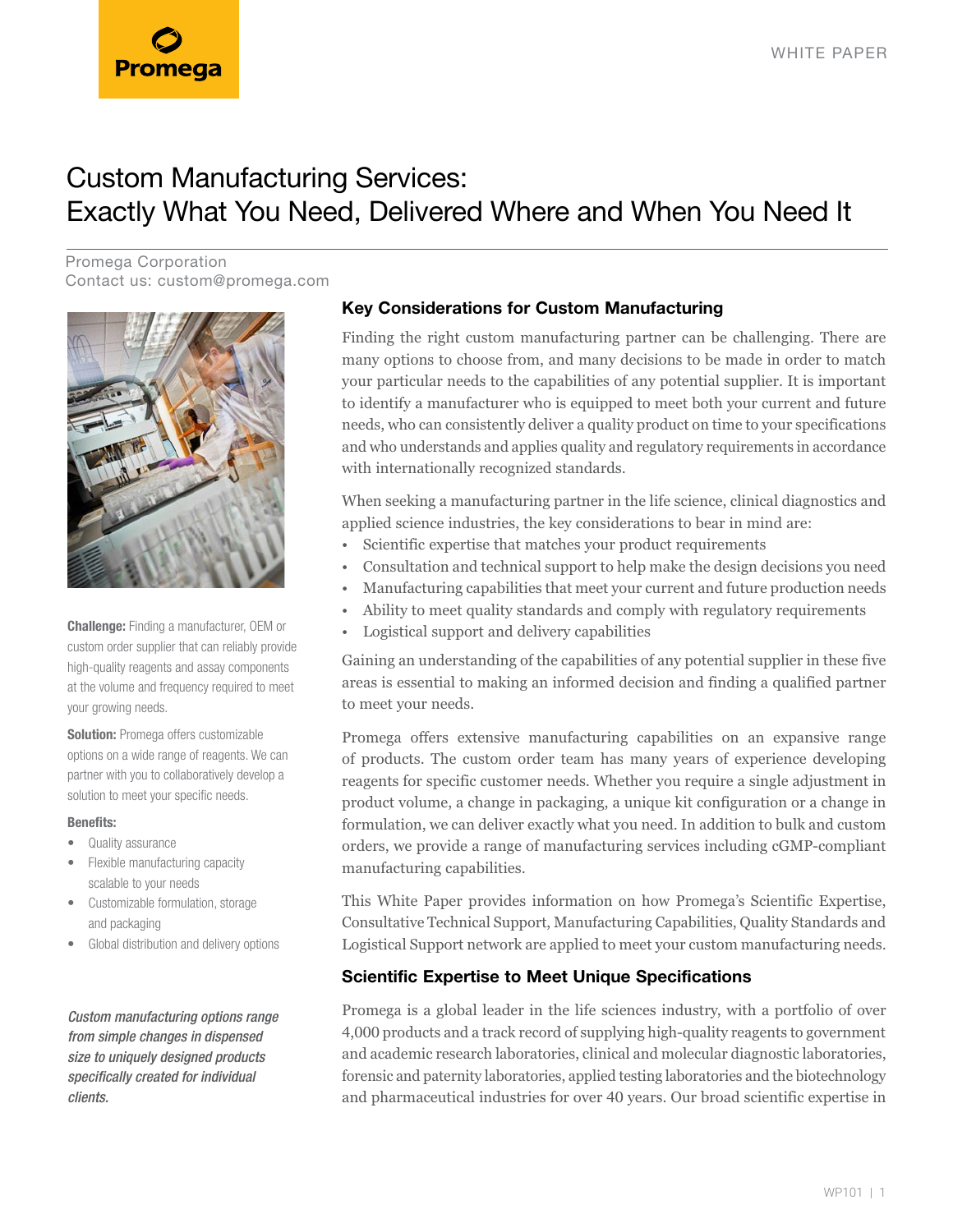WHITE PAPER

# Custom Manufacturing Services: Exactly What You Need, Delivered Where and When You Need It

Promega Corporation
Contact us: custom@promega.com

**Challenge:** Finding a manufacturer, OEM or custom order supplier that can reliably provide high-quality reagents and assay components at the volume and frequency required to meet your growing needs.

**Solution:** Promega offers customizable options on a wide range of reagents. We can partner with you to collaboratively develop a solution to meet your specific needs.

**Benefits:**

- Quality assurance
- Flexible manufacturing capacity scalable to your needs
- Customizable formulation, storage and packaging
- Global distribution and delivery options

*Custom manufacturing options range from simple changes in dispensed size to uniquely designed products specifically created for individual clients.*

## Key Considerations for Custom Manufacturing

Finding the right custom manufacturing partner can be challenging. There are many options to choose from, and many decisions to be made in order to match your particular needs to the capabilities of any potential supplier. It is important to identify a manufacturer who is equipped to meet both your current and future needs, who can consistently deliver a quality product on time to your specifications and who understands and applies quality and regulatory requirements in accordance with internationally recognized standards.

When seeking a manufacturing partner in the life science, clinical diagnostics and applied science industries, the key considerations to bear in mind are:

- Scientific expertise that matches your product requirements
- Consultation and technical support to help make the design decisions you need
- Manufacturing capabilities that meet your current and future production needs
- Ability to meet quality standards and comply with regulatory requirements
- Logistical support and delivery capabilities

Gaining an understanding of the capabilities of any potential supplier in these five areas is essential to making an informed decision and finding a qualified partner to meet your needs.

Promega offers extensive manufacturing capabilities on an expansive range of products. The custom order team has many years of experience developing reagents for specific customer needs. Whether you require a single adjustment in product volume, a change in packaging, a unique kit configuration or a change in formulation, we can deliver exactly what you need. In addition to bulk and custom orders, we provide a range of manufacturing services including cGMP-compliant manufacturing capabilities.

This White Paper provides information on how Promega's Scientific Expertise, Consultative Technical Support, Manufacturing Capabilities, Quality Standards and Logistical Support network are applied to meet your custom manufacturing needs.

## Scientific Expertise to Meet Unique Specifications

Promega is a global leader in the life sciences industry, with a portfolio of over 4,000 products and a track record of supplying high-quality reagents to government and academic research laboratories, clinical and molecular diagnostic laboratories, forensic and paternity laboratories, applied testing laboratories and the biotechnology and pharmaceutical industries for over 40 years. Our broad scientific expertise in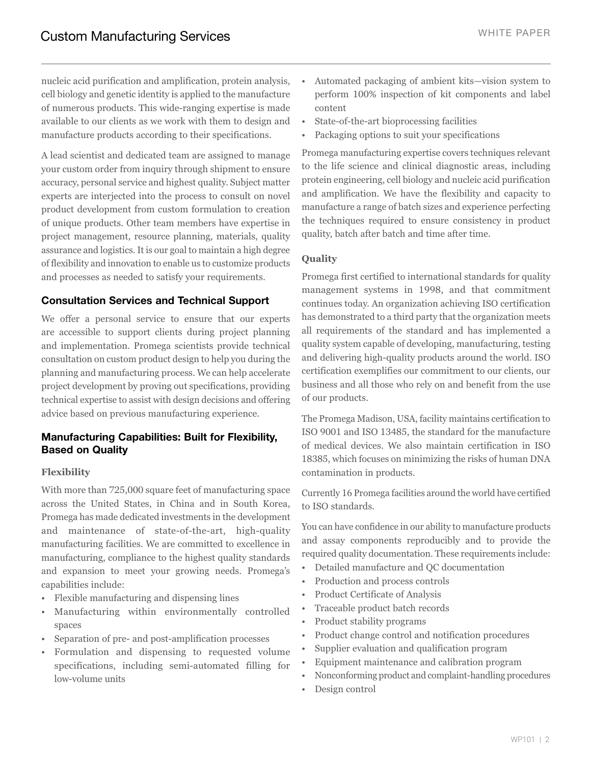nucleic acid purification and amplification, protein analysis, cell biology and genetic identity is applied to the manufacture of numerous products. This wide-ranging expertise is made available to our clients as we work with them to design and manufacture products according to their specifications.

A lead scientist and dedicated team are assigned to manage your custom order from inquiry through shipment to ensure accuracy, personal service and highest quality. Subject matter experts are interjected into the process to consult on novel product development from custom formulation to creation of unique products. Other team members have expertise in project management, resource planning, materials, quality assurance and logistics. It is our goal to maintain a high degree of flexibility and innovation to enable us to customize products and processes as needed to satisfy your requirements.

## Consultation Services and Technical Support

We offer a personal service to ensure that our experts are accessible to support clients during project planning and implementation. Promega scientists provide technical consultation on custom product design to help you during the planning and manufacturing process. We can help accelerate project development by proving out specifications, providing technical expertise to assist with design decisions and offering advice based on previous manufacturing experience.

## Manufacturing Capabilities: Built for Flexibility, Based on Quality

### Flexibility

With more than 725,000 square feet of manufacturing space across the United States, in China and in South Korea, Promega has made dedicated investments in the development and maintenance of state-of-the-art, high-quality manufacturing facilities. We are committed to excellence in manufacturing, compliance to the highest quality standards and expansion to meet your growing needs. Promega's capabilities include:

- Flexible manufacturing and dispensing lines
- Manufacturing within environmentally controlled spaces
- Separation of pre- and post-amplification processes
- Formulation and dispensing to requested volume specifications, including semi-automated filling for low-volume units
- Automated packaging of ambient kits—vision system to perform 100% inspection of kit components and label content
- State-of-the-art bioprocessing facilities
- Packaging options to suit your specifications

Promega manufacturing expertise covers techniques relevant to the life science and clinical diagnostic areas, including protein engineering, cell biology and nucleic acid purification and amplification. We have the flexibility and capacity to manufacture a range of batch sizes and experience perfecting the techniques required to ensure consistency in product quality, batch after batch and time after time.

### Quality

Promega first certified to international standards for quality management systems in 1998, and that commitment continues today. An organization achieving ISO certification has demonstrated to a third party that the organization meets all requirements of the standard and has implemented a quality system capable of developing, manufacturing, testing and delivering high-quality products around the world. ISO certification exemplifies our commitment to our clients, our business and all those who rely on and benefit from the use of our products.

The Promega Madison, USA, facility maintains certification to ISO 9001 and ISO 13485, the standard for the manufacture of medical devices. We also maintain certification in ISO 18385, which focuses on minimizing the risks of human DNA contamination in products.

Currently 16 Promega facilities around the world have certified to ISO standards.

You can have confidence in our ability to manufacture products and assay components reproducibly and to provide the required quality documentation. These requirements include:

- Detailed manufacture and QC documentation
- Production and process controls
- Product Certificate of Analysis
- Traceable product batch records
- Product stability programs
- Product change control and notification procedures
- Supplier evaluation and qualification program
- Equipment maintenance and calibration program
- Nonconforming product and complaint-handling procedures
- Design control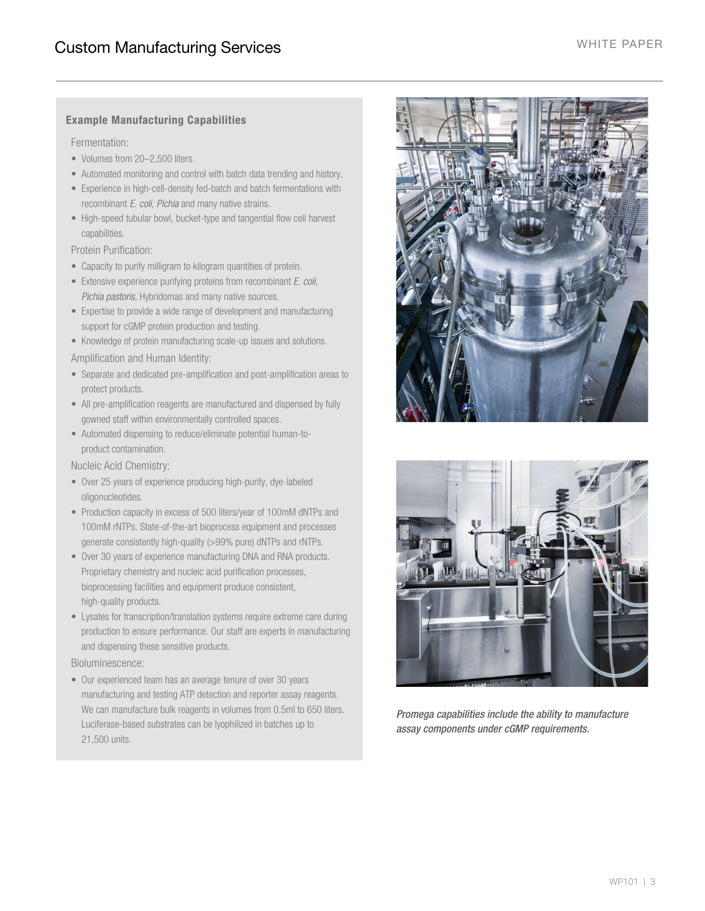### Example Manufacturing Capabilities

Fermentation:

- Volumes from 20–2,500 liters.
- Automated monitoring and control with batch data trending and history.
- Experience in high-cell-density fed-batch and batch fermentations with recombinant *E. coli*, *Pichia* and many native strains.
- High-speed tubular bowl, bucket-type and tangential flow cell harvest capabilities.

Protein Purification:

- Capacity to purify milligram to kilogram quantities of protein.
- Extensive experience purifying proteins from recombinant *E. coli*, *Pichia pastoris,* Hybridomas and many native sources.
- Expertise to provide a wide range of development and manufacturing support for cGMP protein production and testing.
- Knowledge of protein manufacturing scale-up issues and solutions.

Amplification and Human Identity:

- Separate and dedicated pre-amplification and post-amplification areas to protect products.
- All pre-amplification reagents are manufactured and dispensed by fully gowned staff within environmentally controlled spaces.
- Automated dispensing to reduce/eliminate potential human-to-product contamination.

Nucleic Acid Chemistry:

- Over 25 years of experience producing high-purity, dye-labeled oligonucleotides.
- Production capacity in excess of 500 liters/year of 100mM dNTPs and 100mM rNTPs. State-of-the-art bioprocess equipment and processes generate consistently high-quality (>99% pure) dNTPs and rNTPs.
- Over 30 years of experience manufacturing DNA and RNA products. Proprietary chemistry and nucleic acid purification processes, bioprocessing facilities and equipment produce consistent, high-quality products.
- Lysates for transcription/translation systems require extreme care during production to ensure performance. Our staff are experts in manufacturing and dispensing these sensitive products.

Bioluminescence:

- Our experienced team has an average tenure of over 30 years manufacturing and testing ATP detection and reporter assay reagents. We can manufacture bulk reagents in volumes from 0.5ml to 650 liters. Luciferase-based substrates can be lyophilized in batches up to 21,500 units.

*Promega capabilities include the ability to manufacture assay components under cGMP requirements.*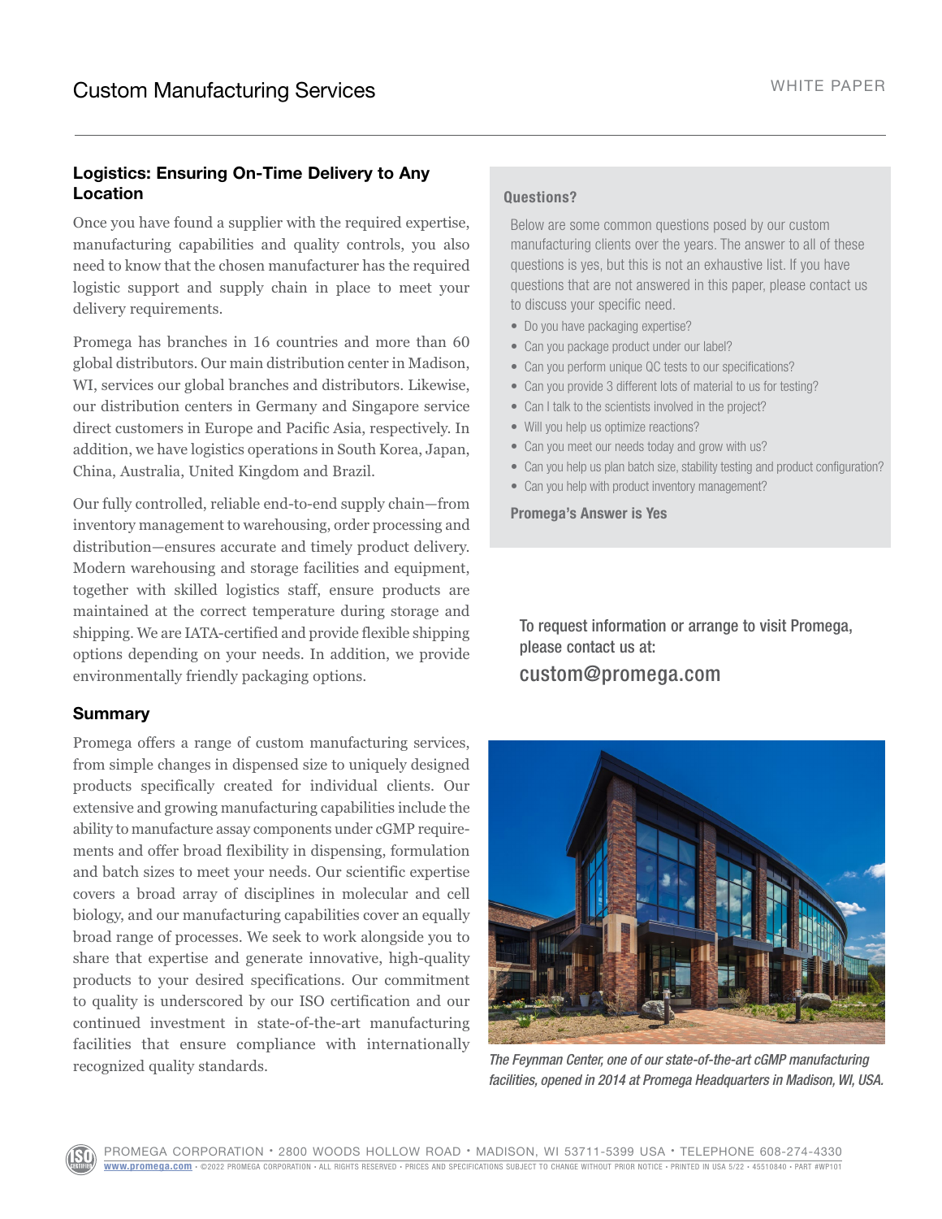## Logistics: Ensuring On-Time Delivery to Any Location

Once you have found a supplier with the required expertise, manufacturing capabilities and quality controls, you also need to know that the chosen manufacturer has the required logistic support and supply chain in place to meet your delivery requirements.

Promega has branches in 16 countries and more than 60 global distributors. Our main distribution center in Madison, WI, services our global branches and distributors. Likewise, our distribution centers in Germany and Singapore service direct customers in Europe and Pacific Asia, respectively. In addition, we have logistics operations in South Korea, Japan, China, Australia, United Kingdom and Brazil.

Our fully controlled, reliable end-to-end supply chain—from inventory management to warehousing, order processing and distribution—ensures accurate and timely product delivery. Modern warehousing and storage facilities and equipment, together with skilled logistics staff, ensure products are maintained at the correct temperature during storage and shipping. We are IATA-certified and provide flexible shipping options depending on your needs. In addition, we provide environmentally friendly packaging options.

## Summary

Promega offers a range of custom manufacturing services, from simple changes in dispensed size to uniquely designed products specifically created for individual clients. Our extensive and growing manufacturing capabilities include the ability to manufacture assay components under cGMP requirements and offer broad flexibility in dispensing, formulation and batch sizes to meet your needs. Our scientific expertise covers a broad array of disciplines in molecular and cell biology, and our manufacturing capabilities cover an equally broad range of processes. We seek to work alongside you to share that expertise and generate innovative, high-quality products to your desired specifications. Our commitment to quality is underscored by our ISO certification and our continued investment in state-of-the-art manufacturing facilities that ensure compliance with internationally recognized quality standards.

### Questions?

Below are some common questions posed by our custom manufacturing clients over the years. The answer to all of these questions is yes, but this is not an exhaustive list. If you have questions that are not answered in this paper, please contact us to discuss your specific need.

- Do you have packaging expertise?
- Can you package product under our label?
- Can you perform unique QC tests to our specifications?
- Can you provide 3 different lots of material to us for testing?
- Can I talk to the scientists involved in the project?
- Will you help us optimize reactions?
- Can you meet our needs today and grow with us?
- Can you help us plan batch size, stability testing and product configuration?
- Can you help with product inventory management?

**Promega's Answer is Yes**

To request information or arrange to visit Promega, please contact us at:
custom@promega.com

*The Feynman Center, one of our state-of-the-art cGMP manufacturing facilities, opened in 2014 at Promega Headquarters in Madison, WI, USA.*

PROMEGA CORPORATION • 2800 WOODS HOLLOW ROAD • MADISON, WI 53711-5399 USA • TELEPHONE 608-274-4330
www.promega.com • ©2022 PROMEGA CORPORATION • ALL RIGHTS RESERVED • PRICES AND SPECIFICATIONS SUBJECT TO CHANGE WITHOUT PRIOR NOTICE • PRINTED IN USA 5/22 • 45510840 • PART #WP101